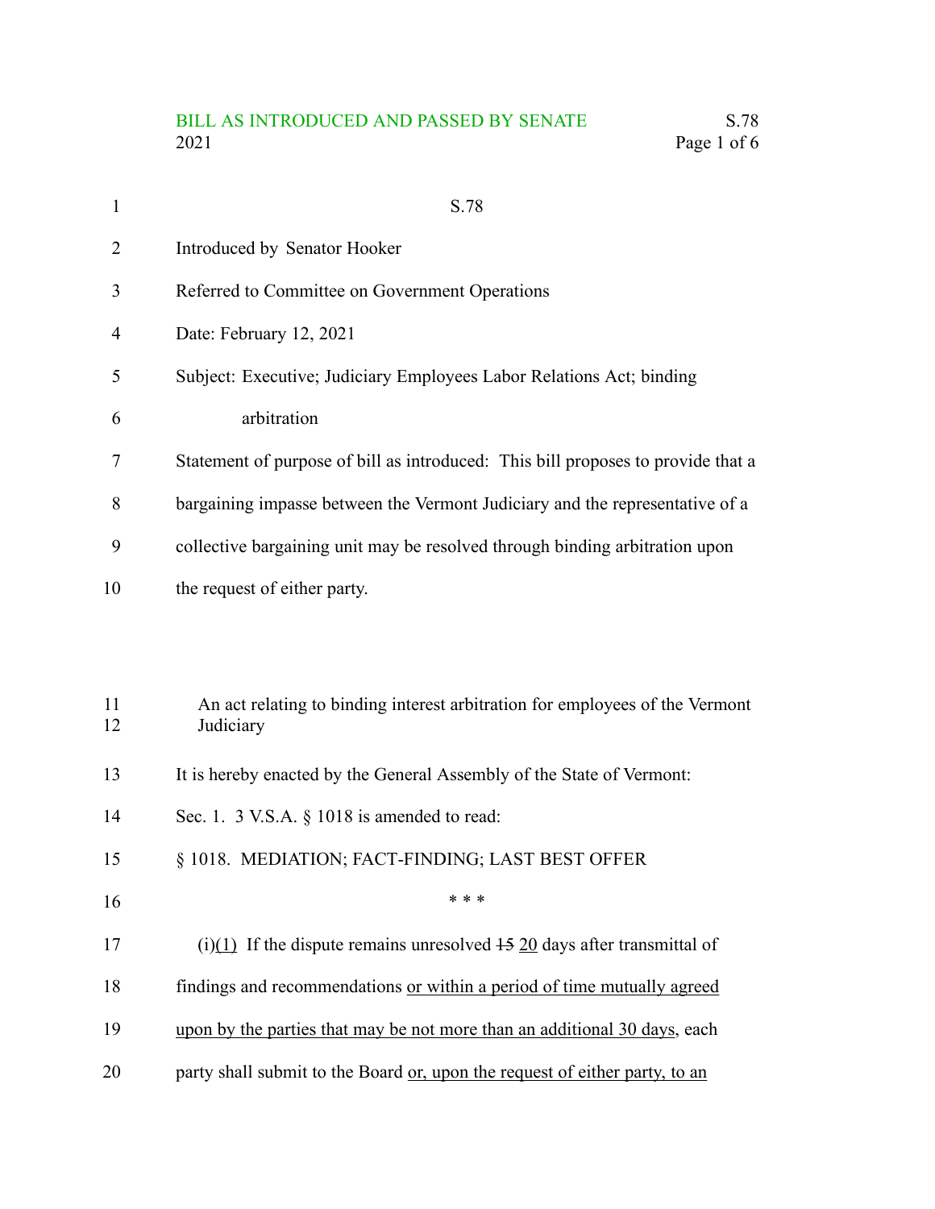S.78

Introduced by Senator Hooker

Referred to Committee on Government Operations

Date: February 12, 2021

Subject: Executive; Judiciary Employees Labor Relations Act; binding arbitration

Statement of purpose of bill as introduced: This bill proposes to provide that a bargaining impasse between the Vermont Judiciary and the representative of a collective bargaining unit may be resolved through binding arbitration upon the request of either party.

An act relating to binding interest arbitration for employees of the Vermont Judiciary

It is hereby enacted by the General Assembly of the State of Vermont:

Sec. 1. 3 V.S.A. § 1018 is amended to read:

§ 1018. MEDIATION; FACT-FINDING; LAST BEST OFFER

\* \* \*

(i)<u>(1)</u> If the dispute remains unresolved ~~15~~ <u>20</u> days after transmittal of findings and recommendations <u>or within a period of time mutually agreed upon by the parties that may be not more than an additional 30 days</u>, each party shall submit to the Board <u>or, upon the request of either party, to an</u>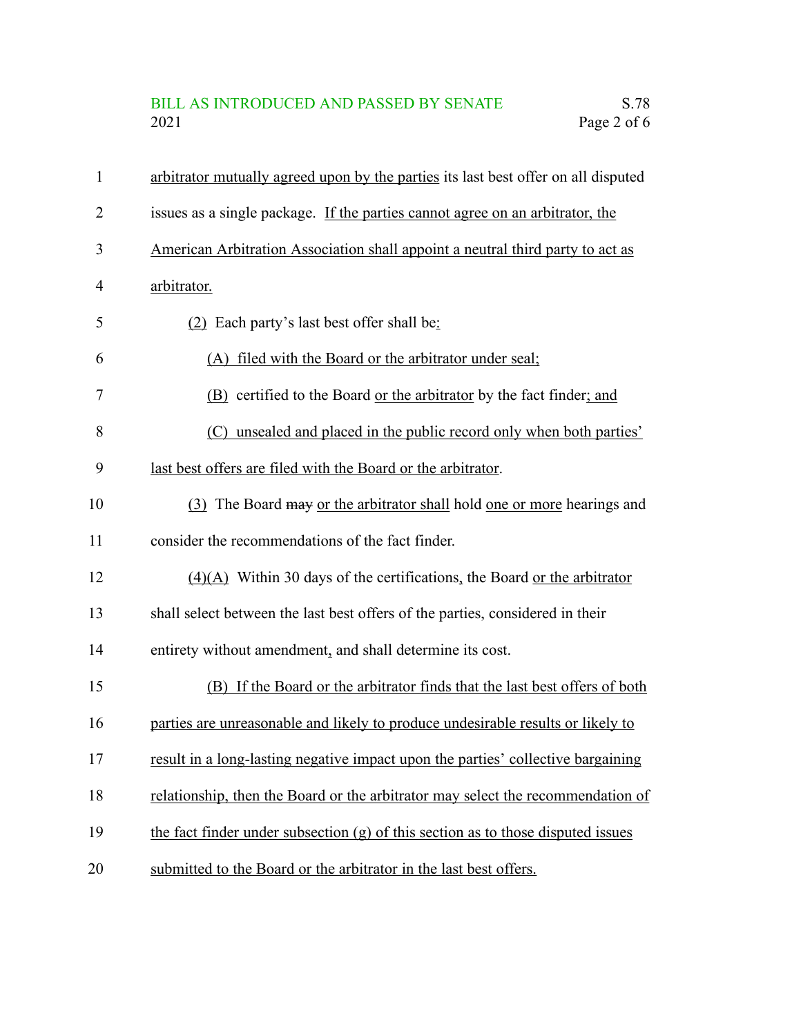arbitrator mutually agreed upon by the parties its last best offer on all disputed issues as a single package. If the parties cannot agree on an arbitrator, the American Arbitration Association shall appoint a neutral third party to act as arbitrator.

(2) Each party's last best offer shall be:

(A) filed with the Board or the arbitrator under seal;

(B) certified to the Board or the arbitrator by the fact finder; and

(C) unsealed and placed in the public record only when both parties' last best offers are filed with the Board or the arbitrator.

(3) The Board ~~may~~ or the arbitrator shall hold one or more hearings and consider the recommendations of the fact finder.

(4)(A) Within 30 days of the certifications, the Board or the arbitrator shall select between the last best offers of the parties, considered in their entirety without amendment, and shall determine its cost.

(B) If the Board or the arbitrator finds that the last best offers of both parties are unreasonable and likely to produce undesirable results or likely to result in a long-lasting negative impact upon the parties' collective bargaining relationship, then the Board or the arbitrator may select the recommendation of the fact finder under subsection (g) of this section as to those disputed issues submitted to the Board or the arbitrator in the last best offers.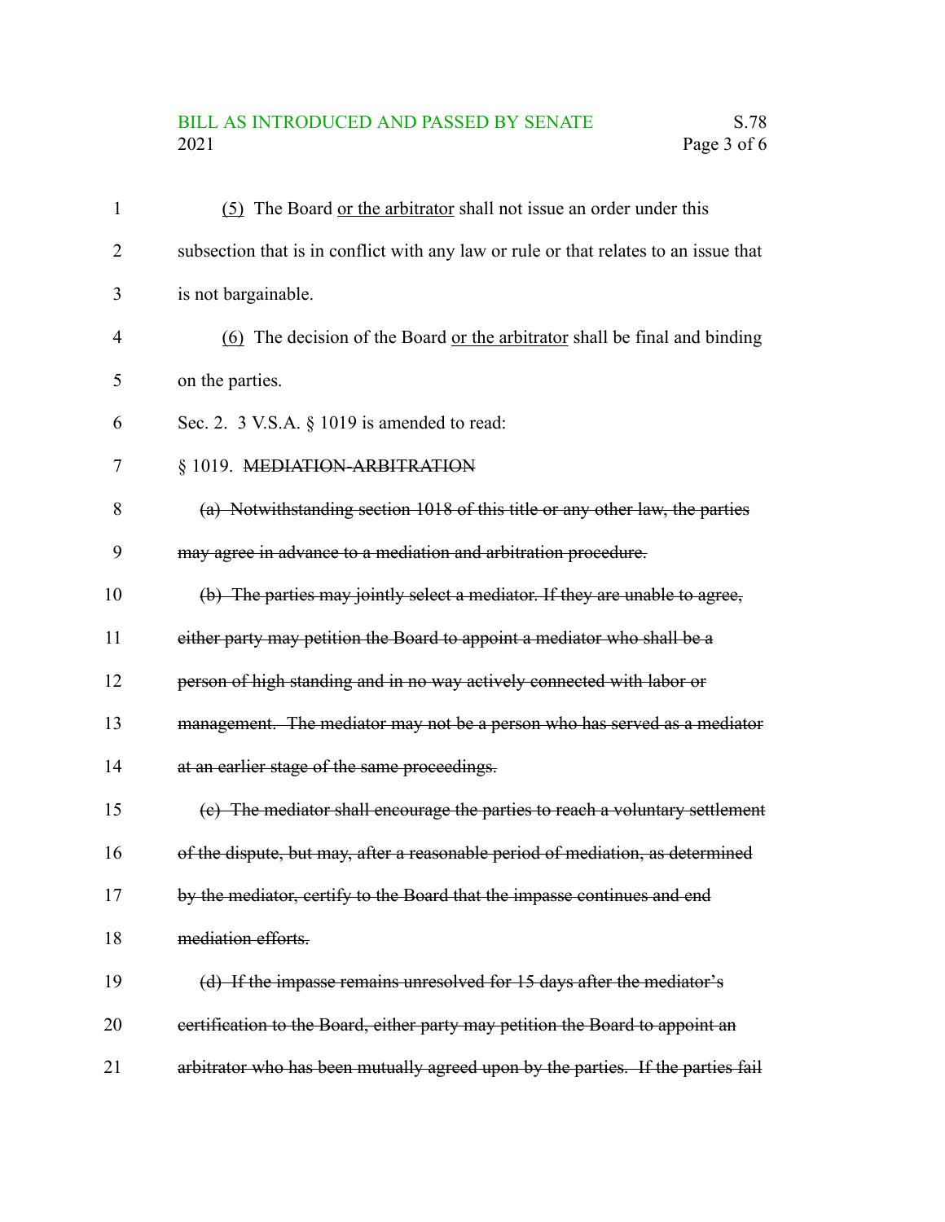(5) The Board or the arbitrator shall not issue an order under this subsection that is in conflict with any law or rule or that relates to an issue that is not bargainable.

(6) The decision of the Board or the arbitrator shall be final and binding on the parties.

Sec. 2. 3 V.S.A. § 1019 is amended to read:

§ 1019. ~~MEDIATION-ARBITRATION~~

~~(a) Notwithstanding section 1018 of this title or any other law, the parties may agree in advance to a mediation and arbitration procedure.~~

~~(b) The parties may jointly select a mediator. If they are unable to agree, either party may petition the Board to appoint a mediator who shall be a person of high standing and in no way actively connected with labor or management. The mediator may not be a person who has served as a mediator at an earlier stage of the same proceedings.~~

~~(c) The mediator shall encourage the parties to reach a voluntary settlement of the dispute, but may, after a reasonable period of mediation, as determined by the mediator, certify to the Board that the impasse continues and end mediation efforts.~~

~~(d) If the impasse remains unresolved for 15 days after the mediator's certification to the Board, either party may petition the Board to appoint an arbitrator who has been mutually agreed upon by the parties. If the parties fail~~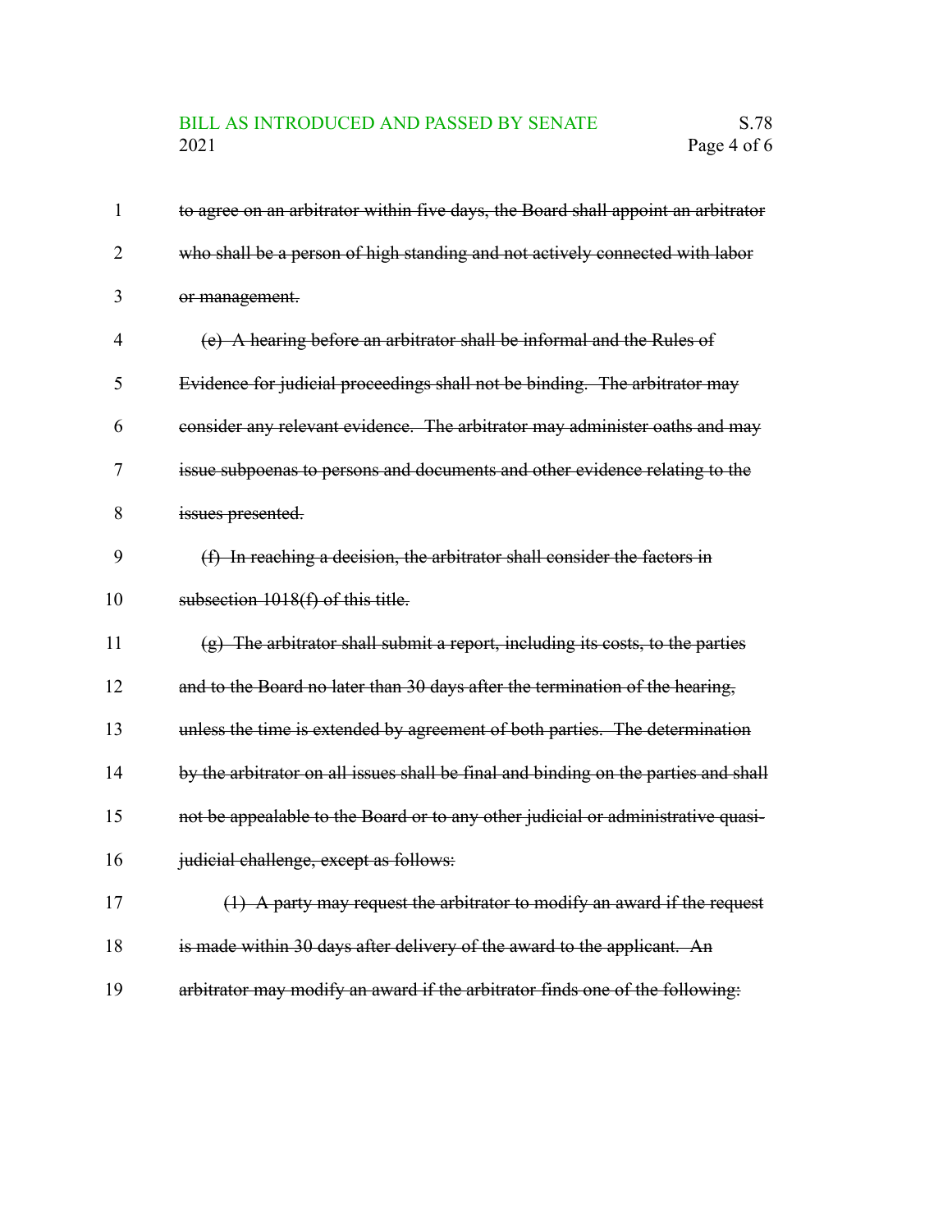~~to agree on an arbitrator within five days, the Board shall appoint an arbitrator who shall be a person of high standing and not actively connected with labor or management.~~

~~(e) A hearing before an arbitrator shall be informal and the Rules of Evidence for judicial proceedings shall not be binding. The arbitrator may consider any relevant evidence. The arbitrator may administer oaths and may issue subpoenas to persons and documents and other evidence relating to the issues presented.~~

~~(f) In reaching a decision, the arbitrator shall consider the factors in subsection 1018(f) of this title.~~

~~(g) The arbitrator shall submit a report, including its costs, to the parties and to the Board no later than 30 days after the termination of the hearing, unless the time is extended by agreement of both parties. The determination by the arbitrator on all issues shall be final and binding on the parties and shall not be appealable to the Board or to any other judicial or administrative quasi-judicial challenge, except as follows:~~

~~(1) A party may request the arbitrator to modify an award if the request is made within 30 days after delivery of the award to the applicant. An arbitrator may modify an award if the arbitrator finds one of the following:~~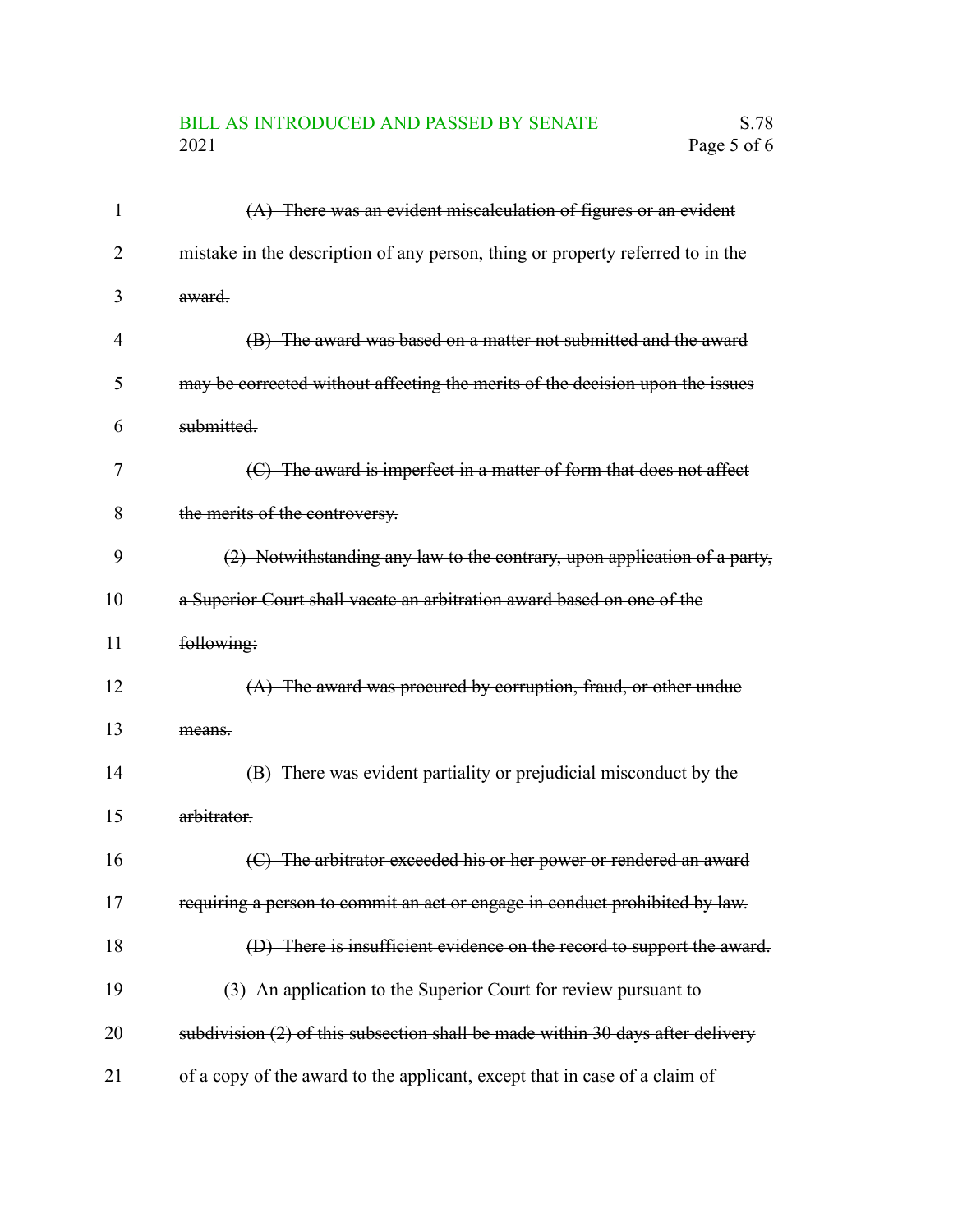~~(A) There was an evident miscalculation of figures or an evident mistake in the description of any person, thing or property referred to in the award.~~

~~(B) The award was based on a matter not submitted and the award may be corrected without affecting the merits of the decision upon the issues submitted.~~

~~(C) The award is imperfect in a matter of form that does not affect the merits of the controversy.~~

~~(2) Notwithstanding any law to the contrary, upon application of a party, a Superior Court shall vacate an arbitration award based on one of the following:~~

~~(A) The award was procured by corruption, fraud, or other undue means.~~

~~(B) There was evident partiality or prejudicial misconduct by the arbitrator.~~

~~(C) The arbitrator exceeded his or her power or rendered an award requiring a person to commit an act or engage in conduct prohibited by law.~~

~~(D) There is insufficient evidence on the record to support the award.~~

~~(3) An application to the Superior Court for review pursuant to subdivision (2) of this subsection shall be made within 30 days after delivery of a copy of the award to the applicant, except that in case of a claim of~~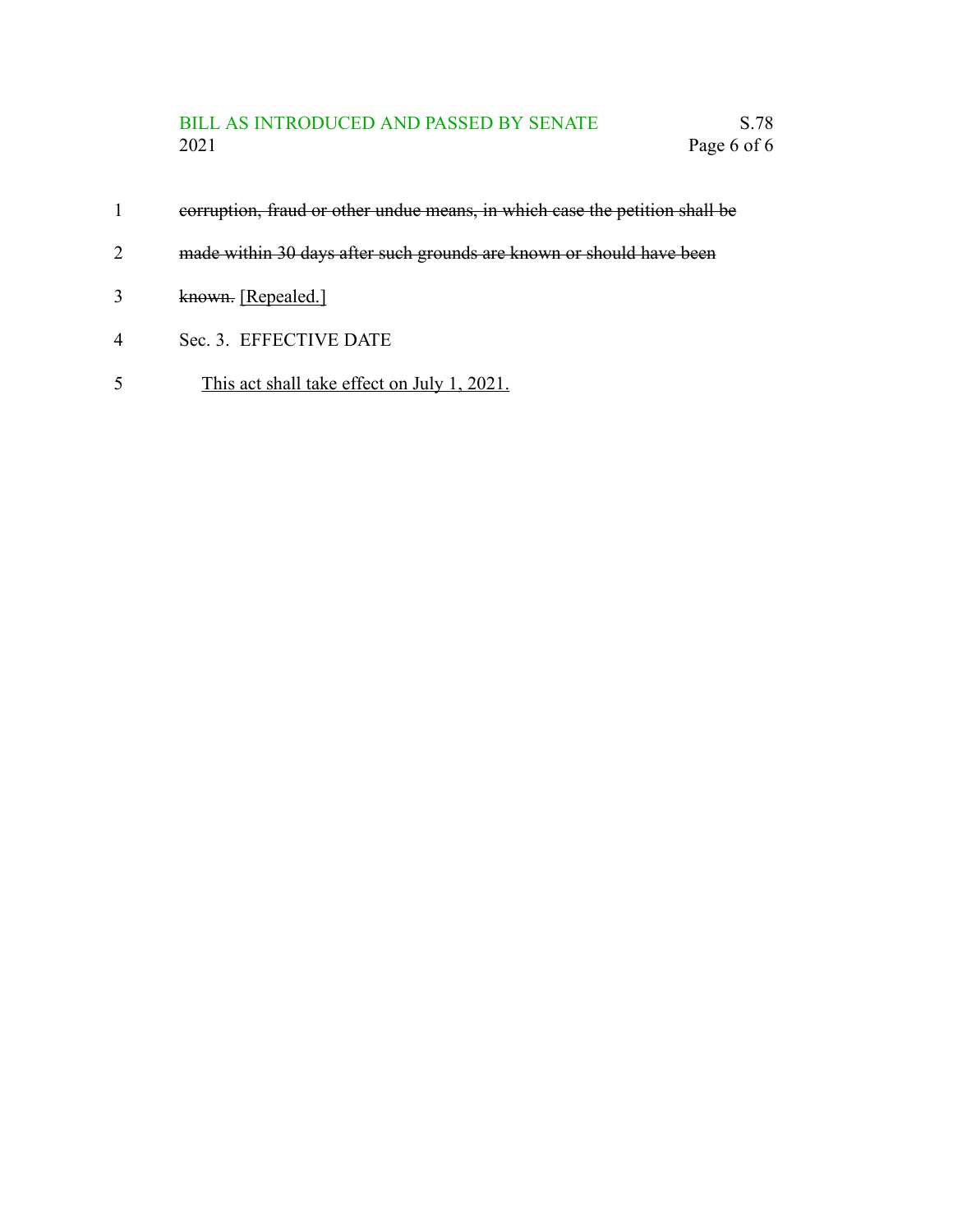~~corruption, fraud or other undue means, in which case the petition shall be made within 30 days after such grounds are known or should have been known.~~ <u>[Repealed.]</u>

Sec. 3. EFFECTIVE DATE

<u>This act shall take effect on July 1, 2021.</u>